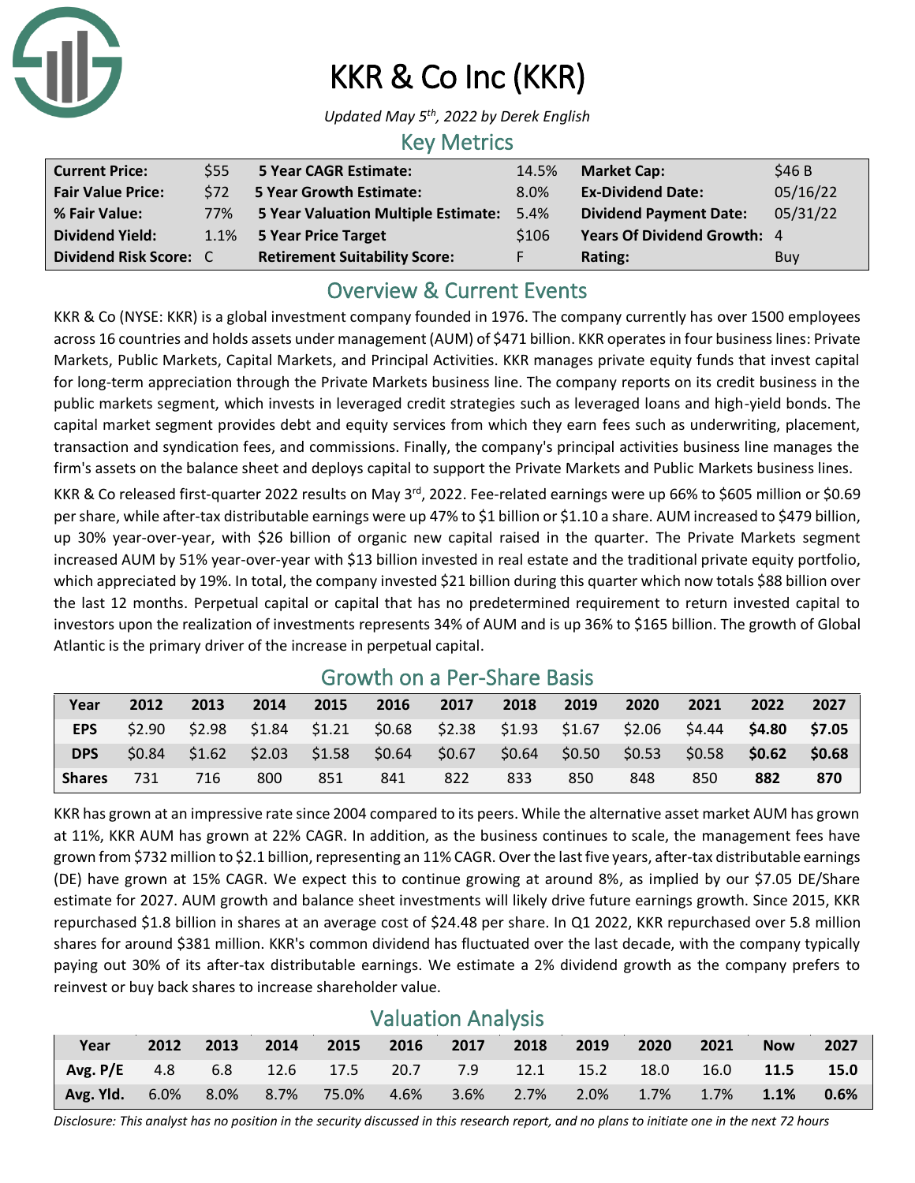# KKR & Co Inc (KKR)

*Updated May 5th, 2022 by Derek English*

## Key Metrics

| | | | | | |
|---|---|---|---|---|---|
| **Current Price:** | $55 | **5 Year CAGR Estimate:** | 14.5% | **Market Cap:** | $46 B |
| **Fair Value Price:** | $72 | **5 Year Growth Estimate:** | 8.0% | **Ex-Dividend Date:** | 05/16/22 |
| **% Fair Value:** | 77% | **5 Year Valuation Multiple Estimate:** | 5.4% | **Dividend Payment Date:** | 05/31/22 |
| **Dividend Yield:** | 1.1% | **5 Year Price Target** | $106 | **Years Of Dividend Growth:** | 4 |
| **Dividend Risk Score:** | C | **Retirement Suitability Score:** | F | **Rating:** | Buy |

## Overview & Current Events

KKR & Co (NYSE: KKR) is a global investment company founded in 1976. The company currently has over 1500 employees across 16 countries and holds assets under management (AUM) of $471 billion. KKR operates in four business lines: Private Markets, Public Markets, Capital Markets, and Principal Activities. KKR manages private equity funds that invest capital for long-term appreciation through the Private Markets business line. The company reports on its credit business in the public markets segment, which invests in leveraged credit strategies such as leveraged loans and high-yield bonds. The capital market segment provides debt and equity services from which they earn fees such as underwriting, placement, transaction and syndication fees, and commissions. Finally, the company's principal activities business line manages the firm's assets on the balance sheet and deploys capital to support the Private Markets and Public Markets business lines.

KKR & Co released first-quarter 2022 results on May 3rd, 2022. Fee-related earnings were up 66% to $605 million or $0.69 per share, while after-tax distributable earnings were up 47% to $1 billion or $1.10 a share. AUM increased to $479 billion, up 30% year-over-year, with $26 billion of organic new capital raised in the quarter. The Private Markets segment increased AUM by 51% year-over-year with $13 billion invested in real estate and the traditional private equity portfolio, which appreciated by 19%. In total, the company invested $21 billion during this quarter which now totals $88 billion over the last 12 months. Perpetual capital or capital that has no predetermined requirement to return invested capital to investors upon the realization of investments represents 34% of AUM and is up 36% to $165 billion. The growth of Global Atlantic is the primary driver of the increase in perpetual capital.

## Growth on a Per-Share Basis

| Year | 2012 | 2013 | 2014 | 2015 | 2016 | 2017 | 2018 | 2019 | 2020 | 2021 | 2022 | 2027 |
|---|---|---|---|---|---|---|---|---|---|---|---|---|
| **EPS** | $2.90 | $2.98 | $1.84 | $1.21 | $0.68 | $2.38 | $1.93 | $1.67 | $2.06 | $4.44 | **$4.80** | **$7.05** |
| **DPS** | $0.84 | $1.62 | $2.03 | $1.58 | $0.64 | $0.67 | $0.64 | $0.50 | $0.53 | $0.58 | **$0.62** | **$0.68** |
| **Shares** | 731 | 716 | 800 | 851 | 841 | 822 | 833 | 850 | 848 | 850 | **882** | **870** |

KKR has grown at an impressive rate since 2004 compared to its peers. While the alternative asset market AUM has grown at 11%, KKR AUM has grown at 22% CAGR. In addition, as the business continues to scale, the management fees have grown from $732 million to $2.1 billion, representing an 11% CAGR. Over the last five years, after-tax distributable earnings (DE) have grown at 15% CAGR. We expect this to continue growing at around 8%, as implied by our $7.05 DE/Share estimate for 2027. AUM growth and balance sheet investments will likely drive future earnings growth. Since 2015, KKR repurchased $1.8 billion in shares at an average cost of $24.48 per share. In Q1 2022, KKR repurchased over 5.8 million shares for around $381 million. KKR's common dividend has fluctuated over the last decade, with the company typically paying out 30% of its after-tax distributable earnings. We estimate a 2% dividend growth as the company prefers to reinvest or buy back shares to increase shareholder value.

## Valuation Analysis

| Year | 2012 | 2013 | 2014 | 2015 | 2016 | 2017 | 2018 | 2019 | 2020 | 2021 | Now | 2027 |
|---|---|---|---|---|---|---|---|---|---|---|---|---|
| **Avg. P/E** | 4.8 | 6.8 | 12.6 | 17.5 | 20.7 | 7.9 | 12.1 | 15.2 | 18.0 | 16.0 | **11.5** | **15.0** |
| **Avg. Yld.** | 6.0% | 8.0% | 8.7% | 75.0% | 4.6% | 3.6% | 2.7% | 2.0% | 1.7% | 1.7% | **1.1%** | **0.6%** |

*Disclosure: This analyst has no position in the security discussed in this research report, and no plans to initiate one in the next 72 hours*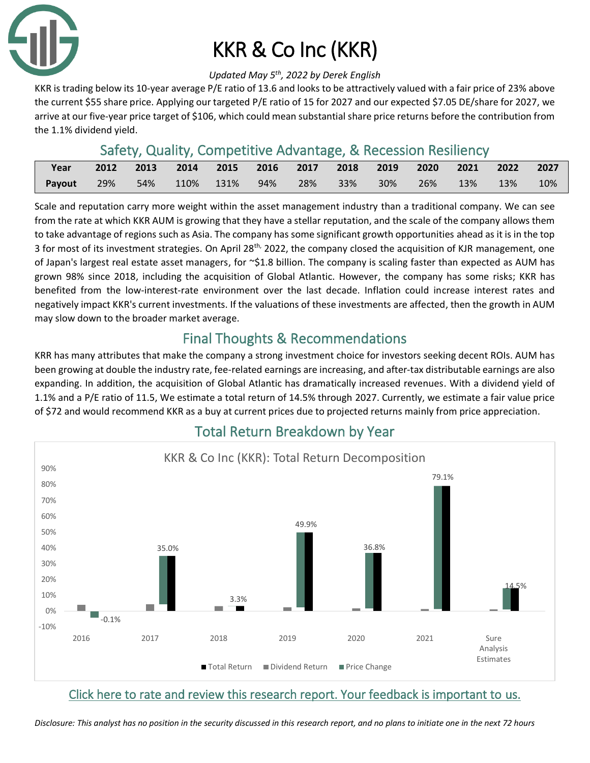# KKR & Co Inc (KKR)

*Updated May 5th, 2022 by Derek English*

KKR is trading below its 10-year average P/E ratio of 13.6 and looks to be attractively valued with a fair price of 23% above the current $55 share price. Applying our targeted P/E ratio of 15 for 2027 and our expected $7.05 DE/share for 2027, we arrive at our five-year price target of $106, which could mean substantial share price returns before the contribution from the 1.1% dividend yield.

## Safety, Quality, Competitive Advantage, & Recession Resiliency

| Year | 2012 | 2013 | 2014 | 2015 | 2016 | 2017 | 2018 | 2019 | 2020 | 2021 | 2022 | 2027 |
|---|---|---|---|---|---|---|---|---|---|---|---|---|
| Payout | 29% | 54% | 110% | 131% | 94% | 28% | 33% | 30% | 26% | 13% | 13% | 10% |

Scale and reputation carry more weight within the asset management industry than a traditional company. We can see from the rate at which KKR AUM is growing that they have a stellar reputation, and the scale of the company allows them to take advantage of regions such as Asia. The company has some significant growth opportunities ahead as it is in the top 3 for most of its investment strategies. On April 28th, 2022, the company closed the acquisition of KJR management, one of Japan's largest real estate asset managers, for ~$1.8 billion. The company is scaling faster than expected as AUM has grown 98% since 2018, including the acquisition of Global Atlantic. However, the company has some risks; KKR has benefited from the low-interest-rate environment over the last decade. Inflation could increase interest rates and negatively impact KKR's current investments. If the valuations of these investments are affected, then the growth in AUM may slow down to the broader market average.

## Final Thoughts & Recommendations

KRR has many attributes that make the company a strong investment choice for investors seeking decent ROIs. AUM has been growing at double the industry rate, fee-related earnings are increasing, and after-tax distributable earnings are also expanding. In addition, the acquisition of Global Atlantic has dramatically increased revenues. With a dividend yield of 1.1% and a P/E ratio of 11.5, We estimate a total return of 14.5% through 2027. Currently, we estimate a fair value price of $72 and would recommend KKR as a buy at current prices due to projected returns mainly from price appreciation.

## Total Return Breakdown by Year

KKR & Co Inc (KKR): Total Return Decomposition

| | 2016 | 2017 | 2018 | 2019 | 2020 | 2021 | Sure Analysis Estimates |
|---|---|---|---|---|---|---|---|
| Total Return | -0.1% | 35.0% | 3.3% | 49.9% | 36.8% | 79.1% | 14.5% |

Click here to rate and review this research report. Your feedback is important to us.

*Disclosure: This analyst has no position in the security discussed in this research report, and no plans to initiate one in the next 72 hours*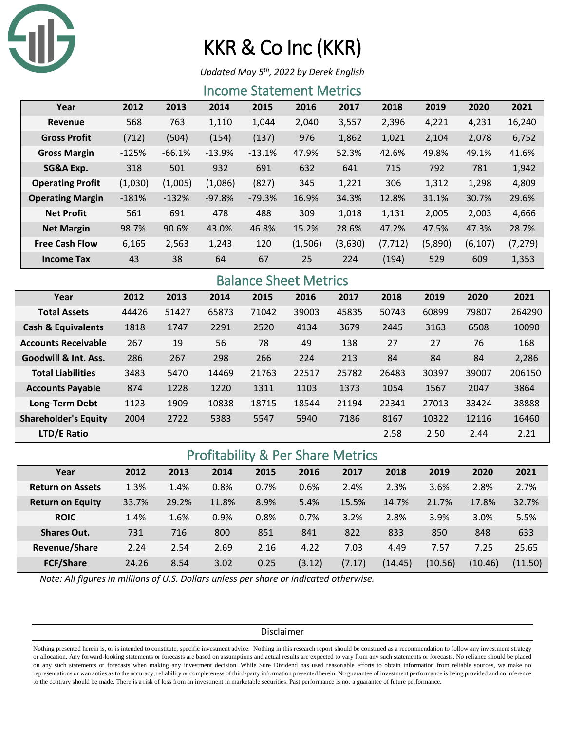# KKR & Co Inc (KKR)

*Updated May 5th, 2022 by Derek English*

## Income Statement Metrics

| Year | 2012 | 2013 | 2014 | 2015 | 2016 | 2017 | 2018 | 2019 | 2020 | 2021 |
|---|---|---|---|---|---|---|---|---|---|---|
| Revenue | 568 | 763 | 1,110 | 1,044 | 2,040 | 3,557 | 2,396 | 4,221 | 4,231 | 16,240 |
| Gross Profit | (712) | (504) | (154) | (137) | 976 | 1,862 | 1,021 | 2,104 | 2,078 | 6,752 |
| Gross Margin | -125% | -66.1% | -13.9% | -13.1% | 47.9% | 52.3% | 42.6% | 49.8% | 49.1% | 41.6% |
| SG&A Exp. | 318 | 501 | 932 | 691 | 632 | 641 | 715 | 792 | 781 | 1,942 |
| Operating Profit | (1,030) | (1,005) | (1,086) | (827) | 345 | 1,221 | 306 | 1,312 | 1,298 | 4,809 |
| Operating Margin | -181% | -132% | -97.8% | -79.3% | 16.9% | 34.3% | 12.8% | 31.1% | 30.7% | 29.6% |
| Net Profit | 561 | 691 | 478 | 488 | 309 | 1,018 | 1,131 | 2,005 | 2,003 | 4,666 |
| Net Margin | 98.7% | 90.6% | 43.0% | 46.8% | 15.2% | 28.6% | 47.2% | 47.5% | 47.3% | 28.7% |
| Free Cash Flow | 6,165 | 2,563 | 1,243 | 120 | (1,506) | (3,630) | (7,712) | (5,890) | (6,107) | (7,279) |
| Income Tax | 43 | 38 | 64 | 67 | 25 | 224 | (194) | 529 | 609 | 1,353 |

## Balance Sheet Metrics

| Year | 2012 | 2013 | 2014 | 2015 | 2016 | 2017 | 2018 | 2019 | 2020 | 2021 |
|---|---|---|---|---|---|---|---|---|---|---|
| Total Assets | 44426 | 51427 | 65873 | 71042 | 39003 | 45835 | 50743 | 60899 | 79807 | 264290 |
| Cash & Equivalents | 1818 | 1747 | 2291 | 2520 | 4134 | 3679 | 2445 | 3163 | 6508 | 10090 |
| Accounts Receivable | 267 | 19 | 56 | 78 | 49 | 138 | 27 | 27 | 76 | 168 |
| Goodwill & Int. Ass. | 286 | 267 | 298 | 266 | 224 | 213 | 84 | 84 | 84 | 2,286 |
| Total Liabilities | 3483 | 5470 | 14469 | 21763 | 22517 | 25782 | 26483 | 30397 | 39007 | 206150 |
| Accounts Payable | 874 | 1228 | 1220 | 1311 | 1103 | 1373 | 1054 | 1567 | 2047 | 3864 |
| Long-Term Debt | 1123 | 1909 | 10838 | 18715 | 18544 | 21194 | 22341 | 27013 | 33424 | 38888 |
| Shareholder's Equity | 2004 | 2722 | 5383 | 5547 | 5940 | 7186 | 8167 | 10322 | 12116 | 16460 |
| LTD/E Ratio | | | | | | | 2.58 | 2.50 | 2.44 | 2.21 |

## Profitability & Per Share Metrics

| Year | 2012 | 2013 | 2014 | 2015 | 2016 | 2017 | 2018 | 2019 | 2020 | 2021 |
|---|---|---|---|---|---|---|---|---|---|---|
| Return on Assets | 1.3% | 1.4% | 0.8% | 0.7% | 0.6% | 2.4% | 2.3% | 3.6% | 2.8% | 2.7% |
| Return on Equity | 33.7% | 29.2% | 11.8% | 8.9% | 5.4% | 15.5% | 14.7% | 21.7% | 17.8% | 32.7% |
| ROIC | 1.4% | 1.6% | 0.9% | 0.8% | 0.7% | 3.2% | 2.8% | 3.9% | 3.0% | 5.5% |
| Shares Out. | 731 | 716 | 800 | 851 | 841 | 822 | 833 | 850 | 848 | 633 |
| Revenue/Share | 2.24 | 2.54 | 2.69 | 2.16 | 4.22 | 7.03 | 4.49 | 7.57 | 7.25 | 25.65 |
| FCF/Share | 24.26 | 8.54 | 3.02 | 0.25 | (3.12) | (7.17) | (14.45) | (10.56) | (10.46) | (11.50) |

*Note: All figures in millions of U.S. Dollars unless per share or indicated otherwise.*

Disclaimer

Nothing presented herein is, or is intended to constitute, specific investment advice. Nothing in this research report should be construed as a recommendation to follow any investment strategy or allocation. Any forward-looking statements or forecasts are based on assumptions and actual results are expected to vary from any such statements or forecasts. No reliance should be placed on any such statements or forecasts when making any investment decision. While Sure Dividend has used reasonable efforts to obtain information from reliable sources, we make no representations or warranties as to the accuracy, reliability or completeness of third-party information presented herein. No guarantee of investment performance is being provided and no inference to the contrary should be made. There is a risk of loss from an investment in marketable securities. Past performance is not a guarantee of future performance.